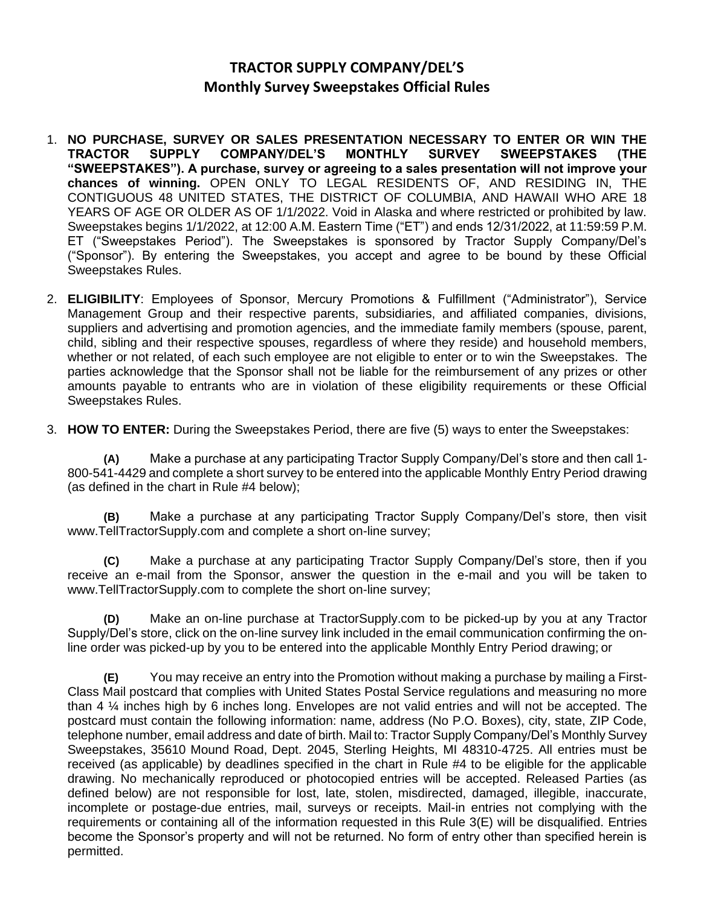# TRACTOR SUPPLY COMPANY/DEL'S
## Monthly Survey Sweepstakes Official Rules

1. **NO PURCHASE, SURVEY OR SALES PRESENTATION NECESSARY TO ENTER OR WIN THE TRACTOR SUPPLY COMPANY/DEL'S MONTHLY SURVEY SWEEPSTAKES (THE "SWEEPSTAKES"). A purchase, survey or agreeing to a sales presentation will not improve your chances of winning.** OPEN ONLY TO LEGAL RESIDENTS OF, AND RESIDING IN, THE CONTIGUOUS 48 UNITED STATES, THE DISTRICT OF COLUMBIA, AND HAWAII WHO ARE 18 YEARS OF AGE OR OLDER AS OF 1/1/2022. Void in Alaska and where restricted or prohibited by law. Sweepstakes begins 1/1/2022, at 12:00 A.M. Eastern Time ("ET") and ends 12/31/2022, at 11:59:59 P.M. ET ("Sweepstakes Period"). The Sweepstakes is sponsored by Tractor Supply Company/Del's ("Sponsor"). By entering the Sweepstakes, you accept and agree to be bound by these Official Sweepstakes Rules.

2. **ELIGIBILITY**: Employees of Sponsor, Mercury Promotions & Fulfillment ("Administrator"), Service Management Group and their respective parents, subsidiaries, and affiliated companies, divisions, suppliers and advertising and promotion agencies, and the immediate family members (spouse, parent, child, sibling and their respective spouses, regardless of where they reside) and household members, whether or not related, of each such employee are not eligible to enter or to win the Sweepstakes. The parties acknowledge that the Sponsor shall not be liable for the reimbursement of any prizes or other amounts payable to entrants who are in violation of these eligibility requirements or these Official Sweepstakes Rules.

3. **HOW TO ENTER:** During the Sweepstakes Period, there are five (5) ways to enter the Sweepstakes:

   **(A)** Make a purchase at any participating Tractor Supply Company/Del's store and then call 1-800-541-4429 and complete a short survey to be entered into the applicable Monthly Entry Period drawing (as defined in the chart in Rule #4 below);

   **(B)** Make a purchase at any participating Tractor Supply Company/Del's store, then visit www.TellTractorSupply.com and complete a short on-line survey;

   **(C)** Make a purchase at any participating Tractor Supply Company/Del's store, then if you receive an e-mail from the Sponsor, answer the question in the e-mail and you will be taken to www.TellTractorSupply.com to complete the short on-line survey;

   **(D)** Make an on-line purchase at TractorSupply.com to be picked-up by you at any Tractor Supply/Del's store, click on the on-line survey link included in the email communication confirming the on-line order was picked-up by you to be entered into the applicable Monthly Entry Period drawing; or

   **(E)** You may receive an entry into the Promotion without making a purchase by mailing a First-Class Mail postcard that complies with United States Postal Service regulations and measuring no more than 4 ¼ inches high by 6 inches long. Envelopes are not valid entries and will not be accepted. The postcard must contain the following information: name, address (No P.O. Boxes), city, state, ZIP Code, telephone number, email address and date of birth. Mail to: Tractor Supply Company/Del's Monthly Survey Sweepstakes, 35610 Mound Road, Dept. 2045, Sterling Heights, MI 48310-4725. All entries must be received (as applicable) by deadlines specified in the chart in Rule #4 to be eligible for the applicable drawing. No mechanically reproduced or photocopied entries will be accepted. Released Parties (as defined below) are not responsible for lost, late, stolen, misdirected, damaged, illegible, inaccurate, incomplete or postage-due entries, mail, surveys or receipts. Mail-in entries not complying with the requirements or containing all of the information requested in this Rule 3(E) will be disqualified. Entries become the Sponsor's property and will not be returned. No form of entry other than specified herein is permitted.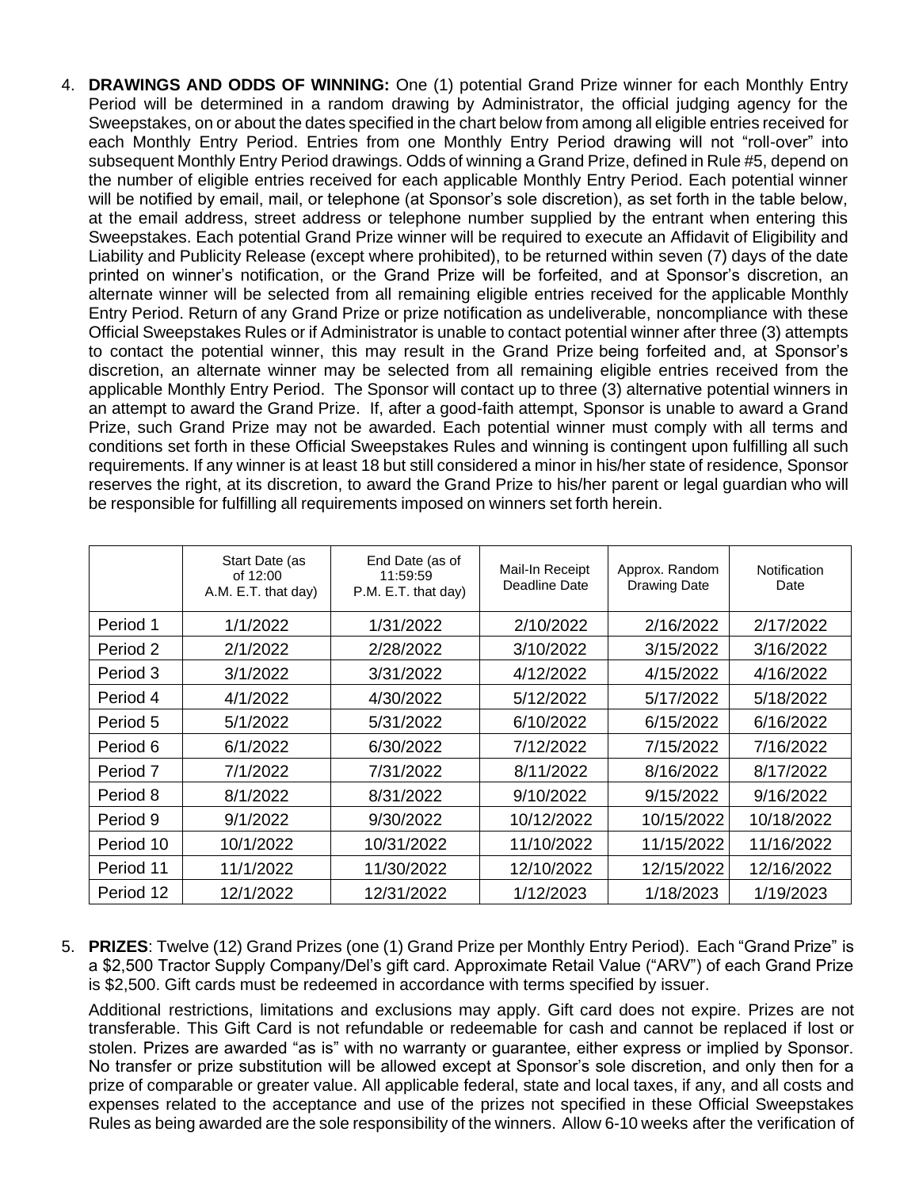4. **DRAWINGS AND ODDS OF WINNING:** One (1) potential Grand Prize winner for each Monthly Entry Period will be determined in a random drawing by Administrator, the official judging agency for the Sweepstakes, on or about the dates specified in the chart below from among all eligible entries received for each Monthly Entry Period. Entries from one Monthly Entry Period drawing will not "roll-over" into subsequent Monthly Entry Period drawings. Odds of winning a Grand Prize, defined in Rule #5, depend on the number of eligible entries received for each applicable Monthly Entry Period. Each potential winner will be notified by email, mail, or telephone (at Sponsor's sole discretion), as set forth in the table below, at the email address, street address or telephone number supplied by the entrant when entering this Sweepstakes. Each potential Grand Prize winner will be required to execute an Affidavit of Eligibility and Liability and Publicity Release (except where prohibited), to be returned within seven (7) days of the date printed on winner's notification, or the Grand Prize will be forfeited, and at Sponsor's discretion, an alternate winner will be selected from all remaining eligible entries received for the applicable Monthly Entry Period. Return of any Grand Prize or prize notification as undeliverable, noncompliance with these Official Sweepstakes Rules or if Administrator is unable to contact potential winner after three (3) attempts to contact the potential winner, this may result in the Grand Prize being forfeited and, at Sponsor's discretion, an alternate winner may be selected from all remaining eligible entries received from the applicable Monthly Entry Period. The Sponsor will contact up to three (3) alternative potential winners in an attempt to award the Grand Prize. If, after a good-faith attempt, Sponsor is unable to award a Grand Prize, such Grand Prize may not be awarded. Each potential winner must comply with all terms and conditions set forth in these Official Sweepstakes Rules and winning is contingent upon fulfilling all such requirements. If any winner is at least 18 but still considered a minor in his/her state of residence, Sponsor reserves the right, at its discretion, to award the Grand Prize to his/her parent or legal guardian who will be responsible for fulfilling all requirements imposed on winners set forth herein.

| | Start Date (as of 12:00 A.M. E.T. that day) | End Date (as of 11:59:59 P.M. E.T. that day) | Mail-In Receipt Deadline Date | Approx. Random Drawing Date | Notification Date |
|---|---|---|---|---|---|
| Period 1 | 1/1/2022 | 1/31/2022 | 2/10/2022 | 2/16/2022 | 2/17/2022 |
| Period 2 | 2/1/2022 | 2/28/2022 | 3/10/2022 | 3/15/2022 | 3/16/2022 |
| Period 3 | 3/1/2022 | 3/31/2022 | 4/12/2022 | 4/15/2022 | 4/16/2022 |
| Period 4 | 4/1/2022 | 4/30/2022 | 5/12/2022 | 5/17/2022 | 5/18/2022 |
| Period 5 | 5/1/2022 | 5/31/2022 | 6/10/2022 | 6/15/2022 | 6/16/2022 |
| Period 6 | 6/1/2022 | 6/30/2022 | 7/12/2022 | 7/15/2022 | 7/16/2022 |
| Period 7 | 7/1/2022 | 7/31/2022 | 8/11/2022 | 8/16/2022 | 8/17/2022 |
| Period 8 | 8/1/2022 | 8/31/2022 | 9/10/2022 | 9/15/2022 | 9/16/2022 |
| Period 9 | 9/1/2022 | 9/30/2022 | 10/12/2022 | 10/15/2022 | 10/18/2022 |
| Period 10 | 10/1/2022 | 10/31/2022 | 11/10/2022 | 11/15/2022 | 11/16/2022 |
| Period 11 | 11/1/2022 | 11/30/2022 | 12/10/2022 | 12/15/2022 | 12/16/2022 |
| Period 12 | 12/1/2022 | 12/31/2022 | 1/12/2023 | 1/18/2023 | 1/19/2023 |

5. **PRIZES**: Twelve (12) Grand Prizes (one (1) Grand Prize per Monthly Entry Period). Each "Grand Prize" is a $2,500 Tractor Supply Company/Del's gift card. Approximate Retail Value ("ARV") of each Grand Prize is $2,500. Gift cards must be redeemed in accordance with terms specified by issuer.

   Additional restrictions, limitations and exclusions may apply. Gift card does not expire. Prizes are not transferable. This Gift Card is not refundable or redeemable for cash and cannot be replaced if lost or stolen. Prizes are awarded "as is" with no warranty or guarantee, either express or implied by Sponsor. No transfer or prize substitution will be allowed except at Sponsor's sole discretion, and only then for a prize of comparable or greater value. All applicable federal, state and local taxes, if any, and all costs and expenses related to the acceptance and use of the prizes not specified in these Official Sweepstakes Rules as being awarded are the sole responsibility of the winners. Allow 6-10 weeks after the verification of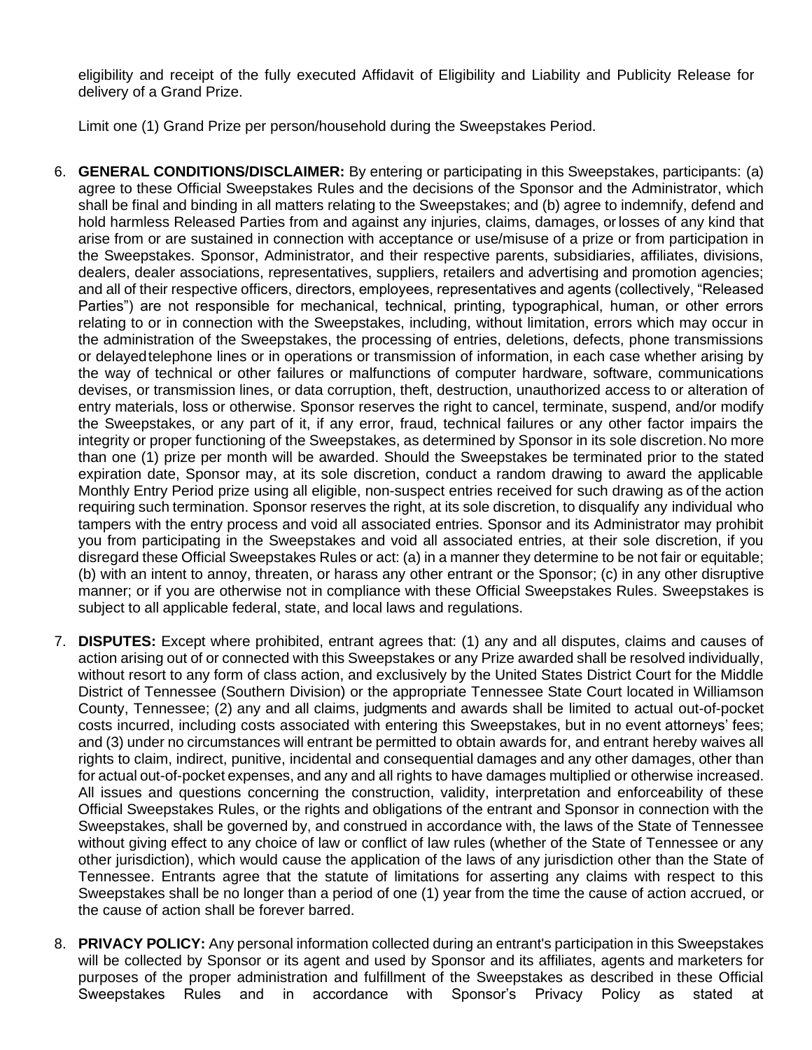eligibility and receipt of the fully executed Affidavit of Eligibility and Liability and Publicity Release for delivery of a Grand Prize.

Limit one (1) Grand Prize per person/household during the Sweepstakes Period.

6. **GENERAL CONDITIONS/DISCLAIMER:** By entering or participating in this Sweepstakes, participants: (a) agree to these Official Sweepstakes Rules and the decisions of the Sponsor and the Administrator, which shall be final and binding in all matters relating to the Sweepstakes; and (b) agree to indemnify, defend and hold harmless Released Parties from and against any injuries, claims, damages, or losses of any kind that arise from or are sustained in connection with acceptance or use/misuse of a prize or from participation in the Sweepstakes. Sponsor, Administrator, and their respective parents, subsidiaries, affiliates, divisions, dealers, dealer associations, representatives, suppliers, retailers and advertising and promotion agencies; and all of their respective officers, directors, employees, representatives and agents (collectively, "Released Parties") are not responsible for mechanical, technical, printing, typographical, human, or other errors relating to or in connection with the Sweepstakes, including, without limitation, errors which may occur in the administration of the Sweepstakes, the processing of entries, deletions, defects, phone transmissions or delayed telephone lines or in operations or transmission of information, in each case whether arising by the way of technical or other failures or malfunctions of computer hardware, software, communications devises, or transmission lines, or data corruption, theft, destruction, unauthorized access to or alteration of entry materials, loss or otherwise. Sponsor reserves the right to cancel, terminate, suspend, and/or modify the Sweepstakes, or any part of it, if any error, fraud, technical failures or any other factor impairs the integrity or proper functioning of the Sweepstakes, as determined by Sponsor in its sole discretion. No more than one (1) prize per month will be awarded. Should the Sweepstakes be terminated prior to the stated expiration date, Sponsor may, at its sole discretion, conduct a random drawing to award the applicable Monthly Entry Period prize using all eligible, non-suspect entries received for such drawing as of the action requiring such termination. Sponsor reserves the right, at its sole discretion, to disqualify any individual who tampers with the entry process and void all associated entries. Sponsor and its Administrator may prohibit you from participating in the Sweepstakes and void all associated entries, at their sole discretion, if you disregard these Official Sweepstakes Rules or act: (a) in a manner they determine to be not fair or equitable; (b) with an intent to annoy, threaten, or harass any other entrant or the Sponsor; (c) in any other disruptive manner; or if you are otherwise not in compliance with these Official Sweepstakes Rules. Sweepstakes is subject to all applicable federal, state, and local laws and regulations.

7. **DISPUTES:** Except where prohibited, entrant agrees that: (1) any and all disputes, claims and causes of action arising out of or connected with this Sweepstakes or any Prize awarded shall be resolved individually, without resort to any form of class action, and exclusively by the United States District Court for the Middle District of Tennessee (Southern Division) or the appropriate Tennessee State Court located in Williamson County, Tennessee; (2) any and all claims, judgments and awards shall be limited to actual out-of-pocket costs incurred, including costs associated with entering this Sweepstakes, but in no event attorneys' fees; and (3) under no circumstances will entrant be permitted to obtain awards for, and entrant hereby waives all rights to claim, indirect, punitive, incidental and consequential damages and any other damages, other than for actual out-of-pocket expenses, and any and all rights to have damages multiplied or otherwise increased. All issues and questions concerning the construction, validity, interpretation and enforceability of these Official Sweepstakes Rules, or the rights and obligations of the entrant and Sponsor in connection with the Sweepstakes, shall be governed by, and construed in accordance with, the laws of the State of Tennessee without giving effect to any choice of law or conflict of law rules (whether of the State of Tennessee or any other jurisdiction), which would cause the application of the laws of any jurisdiction other than the State of Tennessee. Entrants agree that the statute of limitations for asserting any claims with respect to this Sweepstakes shall be no longer than a period of one (1) year from the time the cause of action accrued, or the cause of action shall be forever barred.

8. **PRIVACY POLICY:** Any personal information collected during an entrant's participation in this Sweepstakes will be collected by Sponsor or its agent and used by Sponsor and its affiliates, agents and marketers for purposes of the proper administration and fulfillment of the Sweepstakes as described in these Official Sweepstakes Rules and in accordance with Sponsor's Privacy Policy as stated at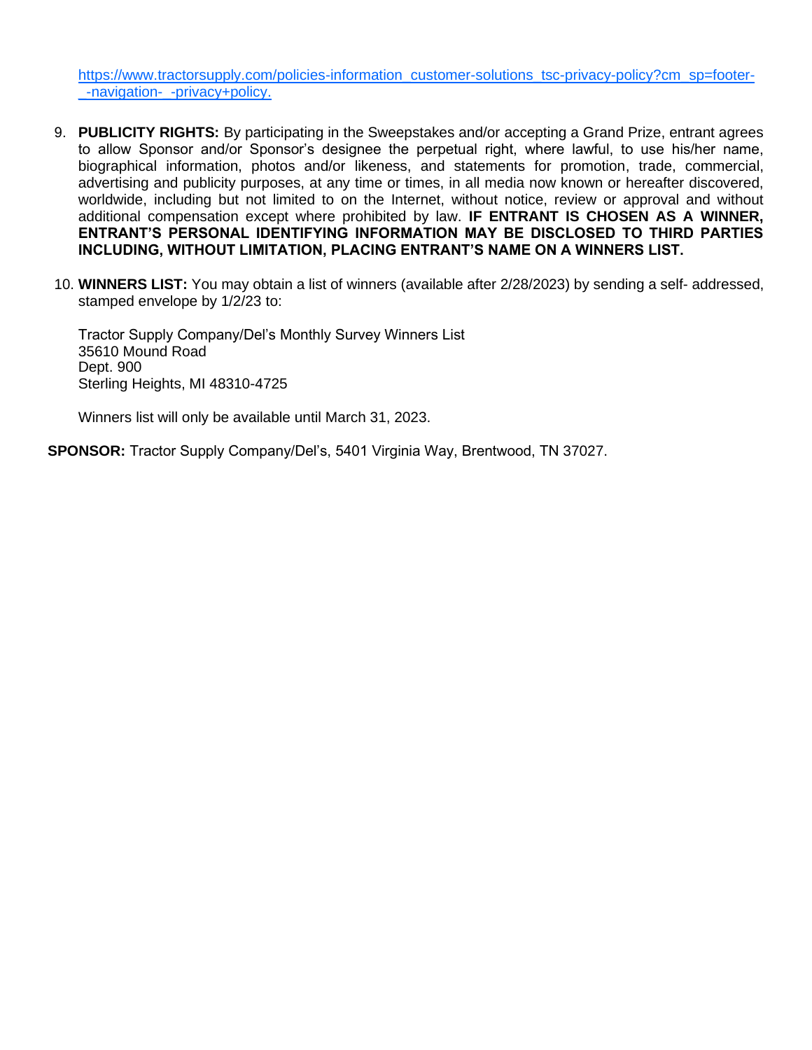https://www.tractorsupply.com/policies-information_customer-solutions_tsc-privacy-policy?cm_sp=footer-_-navigation-_-privacy+policy.

9. **PUBLICITY RIGHTS:** By participating in the Sweepstakes and/or accepting a Grand Prize, entrant agrees to allow Sponsor and/or Sponsor's designee the perpetual right, where lawful, to use his/her name, biographical information, photos and/or likeness, and statements for promotion, trade, commercial, advertising and publicity purposes, at any time or times, in all media now known or hereafter discovered, worldwide, including but not limited to on the Internet, without notice, review or approval and without additional compensation except where prohibited by law. **IF ENTRANT IS CHOSEN AS A WINNER, ENTRANT'S PERSONAL IDENTIFYING INFORMATION MAY BE DISCLOSED TO THIRD PARTIES INCLUDING, WITHOUT LIMITATION, PLACING ENTRANT'S NAME ON A WINNERS LIST.**

10. **WINNERS LIST:** You may obtain a list of winners (available after 2/28/2023) by sending a self- addressed, stamped envelope by 1/2/23 to:

    Tractor Supply Company/Del's Monthly Survey Winners List
    35610 Mound Road
    Dept. 900
    Sterling Heights, MI 48310-4725

    Winners list will only be available until March 31, 2023.

**SPONSOR:** Tractor Supply Company/Del's, 5401 Virginia Way, Brentwood, TN 37027.